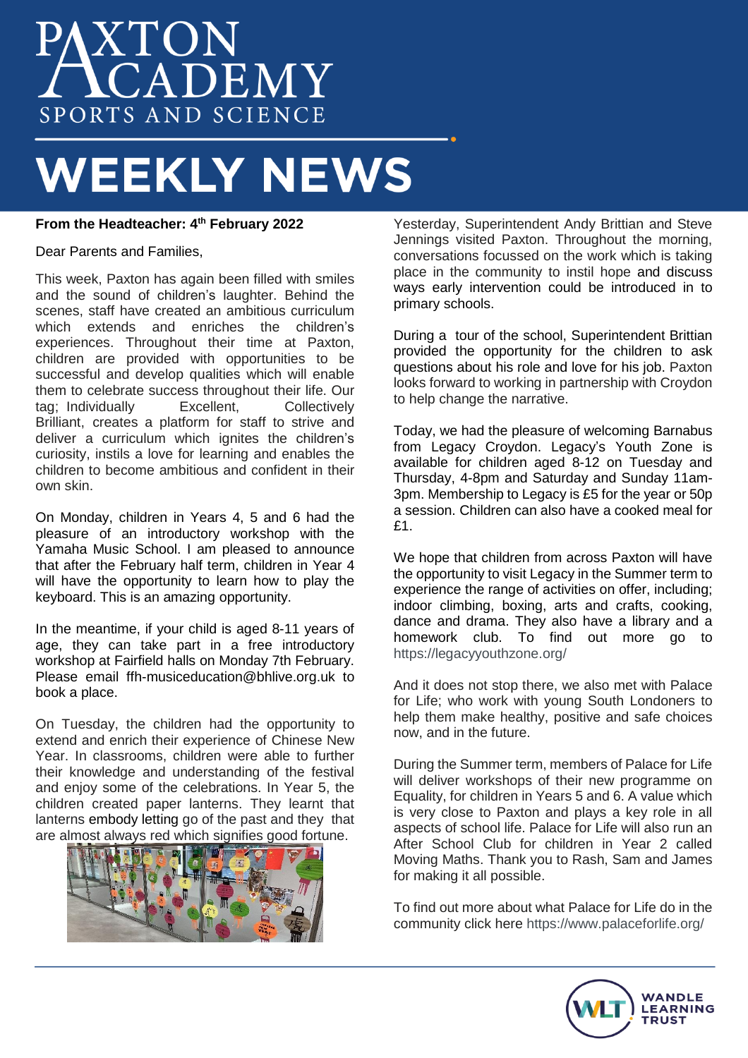# PAXTON ACADEMY
SPORTS AND SCIENCE

# WEEKLY NEWS

**From the Headteacher: 4th February 2022**

Dear Parents and Families,

This week, Paxton has again been filled with smiles and the sound of children's laughter. Behind the scenes, staff have created an ambitious curriculum which extends and enriches the children's experiences. Throughout their time at Paxton, children are provided with opportunities to be successful and develop qualities which will enable them to celebrate success throughout their life. Our tag; Individually Excellent, Collectively Brilliant, creates a platform for staff to strive and deliver a curriculum which ignites the children's curiosity, instils a love for learning and enables the children to become ambitious and confident in their own skin.

On Monday, children in Years 4, 5 and 6 had the pleasure of an introductory workshop with the Yamaha Music School. I am pleased to announce that after the February half term, children in Year 4 will have the opportunity to learn how to play the keyboard. This is an amazing opportunity.

In the meantime, if your child is aged 8-11 years of age, they can take part in a free introductory workshop at Fairfield halls on Monday 7th February. Please email ffh-musiceducation@bhlive.org.uk to book a place.

On Tuesday, the children had the opportunity to extend and enrich their experience of Chinese New Year. In classrooms, children were able to further their knowledge and understanding of the festival and enjoy some of the celebrations. In Year 5, the children created paper lanterns. They learnt that lanterns embody letting go of the past and they that are almost always red which signifies good fortune.

Yesterday, Superintendent Andy Brittian and Steve Jennings visited Paxton. Throughout the morning, conversations focussed on the work which is taking place in the community to instil hope and discuss ways early intervention could be introduced in to primary schools.

During a tour of the school, Superintendent Brittian provided the opportunity for the children to ask questions about his role and love for his job. Paxton looks forward to working in partnership with Croydon to help change the narrative.

Today, we had the pleasure of welcoming Barnabus from Legacy Croydon. Legacy's Youth Zone is available for children aged 8-12 on Tuesday and Thursday, 4-8pm and Saturday and Sunday 11am-3pm. Membership to Legacy is £5 for the year or 50p a session. Children can also have a cooked meal for £1.

We hope that children from across Paxton will have the opportunity to visit Legacy in the Summer term to experience the range of activities on offer, including; indoor climbing, boxing, arts and crafts, cooking, dance and drama. They also have a library and a homework club. To find out more go to https://legacyyouthzone.org/

And it does not stop there, we also met with Palace for Life; who work with young South Londoners to help them make healthy, positive and safe choices now, and in the future.

During the Summer term, members of Palace for Life will deliver workshops of their new programme on Equality, for children in Years 5 and 6. A value which is very close to Paxton and plays a key role in all aspects of school life. Palace for Life will also run an After School Club for children in Year 2 called Moving Maths. Thank you to Rash, Sam and James for making it all possible.

To find out more about what Palace for Life do in the community click here https://www.palaceforlife.org/

WANDLE LEARNING TRUST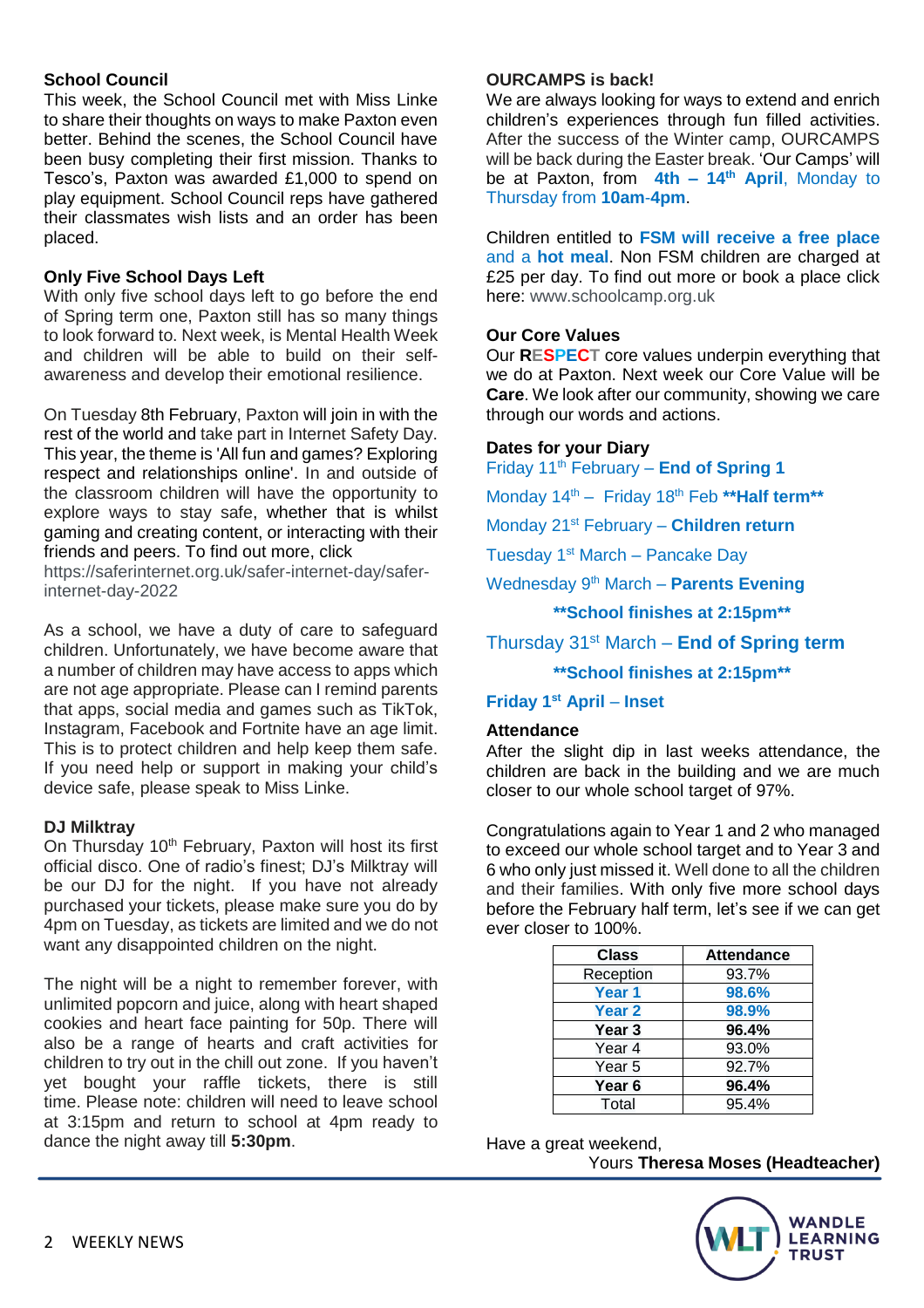### School Council

This week, the School Council met with Miss Linke to share their thoughts on ways to make Paxton even better. Behind the scenes, the School Council have been busy completing their first mission. Thanks to Tesco's, Paxton was awarded £1,000 to spend on play equipment. School Council reps have gathered their classmates wish lists and an order has been placed.

### Only Five School Days Left

With only five school days left to go before the end of Spring term one, Paxton still has so many things to look forward to. Next week, is Mental Health Week and children will be able to build on their self-awareness and develop their emotional resilience.

On Tuesday 8th February, Paxton will join in with the rest of the world and take part in Internet Safety Day. This year, the theme is 'All fun and games? Exploring respect and relationships online'. In and outside of the classroom children will have the opportunity to explore ways to stay safe, whether that is whilst gaming and creating content, or interacting with their friends and peers. To find out more, click https://saferinternet.org.uk/safer-internet-day/safer-internet-day-2022

As a school, we have a duty of care to safeguard children. Unfortunately, we have become aware that a number of children may have access to apps which are not age appropriate. Please can I remind parents that apps, social media and games such as TikTok, Instagram, Facebook and Fortnite have an age limit. This is to protect children and help keep them safe. If you need help or support in making your child's device safe, please speak to Miss Linke.

### DJ Milktray

On Thursday 10th February, Paxton will host its first official disco. One of radio's finest; DJ's Milktray will be our DJ for the night. If you have not already purchased your tickets, please make sure you do by 4pm on Tuesday, as tickets are limited and we do not want any disappointed children on the night.

The night will be a night to remember forever, with unlimited popcorn and juice, along with heart shaped cookies and heart face painting for 50p. There will also be a range of hearts and craft activities for children to try out in the chill out zone. If you haven't yet bought your raffle tickets, there is still time. Please note: children will need to leave school at 3:15pm and return to school at 4pm ready to dance the night away till **5:30pm**.

### OURCAMPS is back!

We are always looking for ways to extend and enrich children's experiences through fun filled activities. After the success of the Winter camp, OURCAMPS will be back during the Easter break. 'Our Camps' will be at Paxton, from **4th – 14th April**, Monday to Thursday from **10am-4pm**.

Children entitled to **FSM will receive a free place** and a **hot meal**. Non FSM children are charged at £25 per day. To find out more or book a place click here: www.schoolcamp.org.uk

### Our Core Values

Our **RESPECT** core values underpin everything that we do at Paxton. Next week our Core Value will be **Care**. We look after our community, showing we care through our words and actions.

### Dates for your Diary

Friday 11th February – **End of Spring 1**

Monday 14th – Friday 18th Feb **\*\*Half term\*\***

Monday 21st February – **Children return**

Tuesday 1st March – Pancake Day

Wednesday 9th March – **Parents Evening**

**\*\*School finishes at 2:15pm\*\***

Thursday 31st March – **End of Spring term**

**\*\*School finishes at 2:15pm\*\***

**Friday 1st April – Inset**

### Attendance

After the slight dip in last weeks attendance, the children are back in the building and we are much closer to our whole school target of 97%.

Congratulations again to Year 1 and 2 who managed to exceed our whole school target and to Year 3 and 6 who only just missed it. Well done to all the children and their families. With only five more school days before the February half term, let's see if we can get ever closer to 100%.

| Class | Attendance |
|---|---|
| Reception | 93.7% |
| **Year 1** | **98.6%** |
| **Year 2** | **98.9%** |
| **Year 3** | **96.4%** |
| Year 4 | 93.0% |
| Year 5 | 92.7% |
| **Year 6** | **96.4%** |
| Total | 95.4% |

Have a great weekend,

Yours **Theresa Moses (Headteacher)**